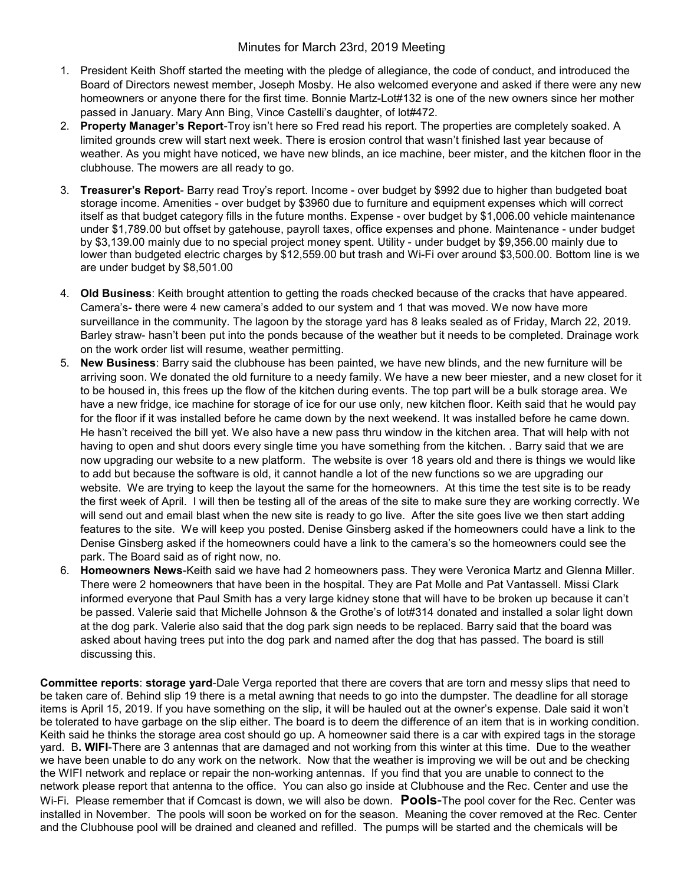# Minutes for March 23rd, 2019 Meeting

1. President Keith Shoff started the meeting with the pledge of allegiance, the code of conduct, and introduced the Board of Directors newest member, Joseph Mosby. He also welcomed everyone and asked if there were any new homeowners or anyone there for the first time. Bonnie Martz-Lot#132 is one of the new owners since her mother passed in January. Mary Ann Bing, Vince Castelli's daughter, of lot#472.
2. **Property Manager's Report**-Troy isn't here so Fred read his report. The properties are completely soaked. A limited grounds crew will start next week. There is erosion control that wasn't finished last year because of weather. As you might have noticed, we have new blinds, an ice machine, beer mister, and the kitchen floor in the clubhouse. The mowers are all ready to go.
3. **Treasurer's Report**- Barry read Troy's report. Income - over budget by $992 due to higher than budgeted boat storage income. Amenities - over budget by $3960 due to furniture and equipment expenses which will correct itself as that budget category fills in the future months. Expense - over budget by $1,006.00 vehicle maintenance under $1,789.00 but offset by gatehouse, payroll taxes, office expenses and phone. Maintenance - under budget by $3,139.00 mainly due to no special project money spent. Utility - under budget by $9,356.00 mainly due to lower than budgeted electric charges by $12,559.00 but trash and Wi-Fi over around $3,500.00. Bottom line is we are under budget by $8,501.00
4. **Old Business**: Keith brought attention to getting the roads checked because of the cracks that have appeared. Camera's- there were 4 new camera's added to our system and 1 that was moved. We now have more surveillance in the community. The lagoon by the storage yard has 8 leaks sealed as of Friday, March 22, 2019. Barley straw- hasn't been put into the ponds because of the weather but it needs to be completed. Drainage work on the work order list will resume, weather permitting.
5. **New Business**: Barry said the clubhouse has been painted, we have new blinds, and the new furniture will be arriving soon. We donated the old furniture to a needy family. We have a new beer miester, and a new closet for it to be housed in, this frees up the flow of the kitchen during events. The top part will be a bulk storage area. We have a new fridge, ice machine for storage of ice for our use only, new kitchen floor. Keith said that he would pay for the floor if it was installed before he came down by the next weekend. It was installed before he came down. He hasn't received the bill yet. We also have a new pass thru window in the kitchen area. That will help with not having to open and shut doors every single time you have something from the kitchen. . Barry said that we are now upgrading our website to a new platform. The website is over 18 years old and there is things we would like to add but because the software is old, it cannot handle a lot of the new functions so we are upgrading our website. We are trying to keep the layout the same for the homeowners. At this time the test site is to be ready the first week of April. I will then be testing all of the areas of the site to make sure they are working correctly. We will send out and email blast when the new site is ready to go live. After the site goes live we then start adding features to the site. We will keep you posted. Denise Ginsberg asked if the homeowners could have a link to the Denise Ginsberg asked if the homeowners could have a link to the camera's so the homeowners could see the park. The Board said as of right now, no.
6. **Homeowners News**-Keith said we have had 2 homeowners pass. They were Veronica Martz and Glenna Miller. There were 2 homeowners that have been in the hospital. They are Pat Molle and Pat Vantassell. Missi Clark informed everyone that Paul Smith has a very large kidney stone that will have to be broken up because it can't be passed. Valerie said that Michelle Johnson & the Grothe's of lot#314 donated and installed a solar light down at the dog park. Valerie also said that the dog park sign needs to be replaced. Barry said that the board was asked about having trees put into the dog park and named after the dog that has passed. The board is still discussing this.

**Committee reports**: **storage yard**-Dale Verga reported that there are covers that are torn and messy slips that need to be taken care of. Behind slip 19 there is a metal awning that needs to go into the dumpster. The deadline for all storage items is April 15, 2019. If you have something on the slip, it will be hauled out at the owner's expense. Dale said it won't be tolerated to have garbage on the slip either. The board is to deem the difference of an item that is in working condition. Keith said he thinks the storage area cost should go up. A homeowner said there is a car with expired tags in the storage yard. B**. WIFI**-There are 3 antennas that are damaged and not working from this winter at this time. Due to the weather we have been unable to do any work on the network. Now that the weather is improving we will be out and be checking the WIFI network and replace or repair the non-working antennas. If you find that you are unable to connect to the network please report that antenna to the office. You can also go inside at Clubhouse and the Rec. Center and use the Wi-Fi. Please remember that if Comcast is down, we will also be down. **Pools**-The pool cover for the Rec. Center was installed in November. The pools will soon be worked on for the season. Meaning the cover removed at the Rec. Center and the Clubhouse pool will be drained and cleaned and refilled. The pumps will be started and the chemicals will be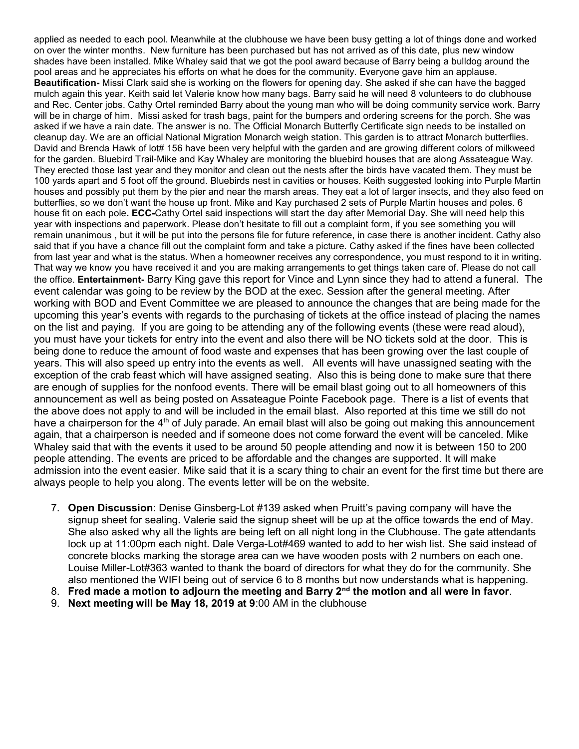applied as needed to each pool. Meanwhile at the clubhouse we have been busy getting a lot of things done and worked on over the winter months. New furniture has been purchased but has not arrived as of this date, plus new window shades have been installed. Mike Whaley said that we got the pool award because of Barry being a bulldog around the pool areas and he appreciates his efforts on what he does for the community. Everyone gave him an applause. **Beautification-** Missi Clark said she is working on the flowers for opening day. She asked if she can have the bagged mulch again this year. Keith said let Valerie know how many bags. Barry said he will need 8 volunteers to do clubhouse and Rec. Center jobs. Cathy Ortel reminded Barry about the young man who will be doing community service work. Barry will be in charge of him. Missi asked for trash bags, paint for the bumpers and ordering screens for the porch. She was asked if we have a rain date. The answer is no. The Official Monarch Butterfly Certificate sign needs to be installed on cleanup day. We are an official National Migration Monarch weigh station. This garden is to attract Monarch butterflies. David and Brenda Hawk of lot# 156 have been very helpful with the garden and are growing different colors of milkweed for the garden. Bluebird Trail-Mike and Kay Whaley are monitoring the bluebird houses that are along Assateague Way. They erected those last year and they monitor and clean out the nests after the birds have vacated them. They must be 100 yards apart and 5 foot off the ground. Bluebirds nest in cavities or houses. Keith suggested looking into Purple Martin houses and possibly put them by the pier and near the marsh areas. They eat a lot of larger insects, and they also feed on butterflies, so we don't want the house up front. Mike and Kay purchased 2 sets of Purple Martin houses and poles. 6 house fit on each pole**. ECC-**Cathy Ortel said inspections will start the day after Memorial Day. She will need help this year with inspections and paperwork. Please don't hesitate to fill out a complaint form, if you see something you will remain unanimous , but it will be put into the persons file for future reference, in case there is another incident. Cathy also said that if you have a chance fill out the complaint form and take a picture. Cathy asked if the fines have been collected from last year and what is the status. When a homeowner receives any correspondence, you must respond to it in writing. That way we know you have received it and you are making arrangements to get things taken care of. Please do not call the office. **Entertainment-** Barry King gave this report for Vince and Lynn since they had to attend a funeral. The event calendar was going to be review by the BOD at the exec. Session after the general meeting. After working with BOD and Event Committee we are pleased to announce the changes that are being made for the upcoming this year's events with regards to the purchasing of tickets at the office instead of placing the names on the list and paying. If you are going to be attending any of the following events (these were read aloud), you must have your tickets for entry into the event and also there will be NO tickets sold at the door. This is being done to reduce the amount of food waste and expenses that has been growing over the last couple of years. This will also speed up entry into the events as well. All events will have unassigned seating with the exception of the crab feast which will have assigned seating. Also this is being done to make sure that there are enough of supplies for the nonfood events. There will be email blast going out to all homeowners of this announcement as well as being posted on Assateague Pointe Facebook page. There is a list of events that the above does not apply to and will be included in the email blast. Also reported at this time we still do not have a chairperson for the 4th of July parade. An email blast will also be going out making this announcement again, that a chairperson is needed and if someone does not come forward the event will be canceled. Mike Whaley said that with the events it used to be around 50 people attending and now it is between 150 to 200 people attending. The events are priced to be affordable and the changes are supported. It will make admission into the event easier. Mike said that it is a scary thing to chair an event for the first time but there are always people to help you along. The events letter will be on the website.

7. **Open Discussion**: Denise Ginsberg-Lot #139 asked when Pruitt's paving company will have the signup sheet for sealing. Valerie said the signup sheet will be up at the office towards the end of May. She also asked why all the lights are being left on all night long in the Clubhouse. The gate attendants lock up at 11:00pm each night. Dale Verga-Lot#469 wanted to add to her wish list. She said instead of concrete blocks marking the storage area can we have wooden posts with 2 numbers on each one. Louise Miller-Lot#363 wanted to thank the board of directors for what they do for the community. She also mentioned the WIFI being out of service 6 to 8 months but now understands what is happening.
8. **Fred made a motion to adjourn the meeting and Barry 2nd the motion and all were in favor**.
9. **Next meeting will be May 18, 2019 at 9**:00 AM in the clubhouse